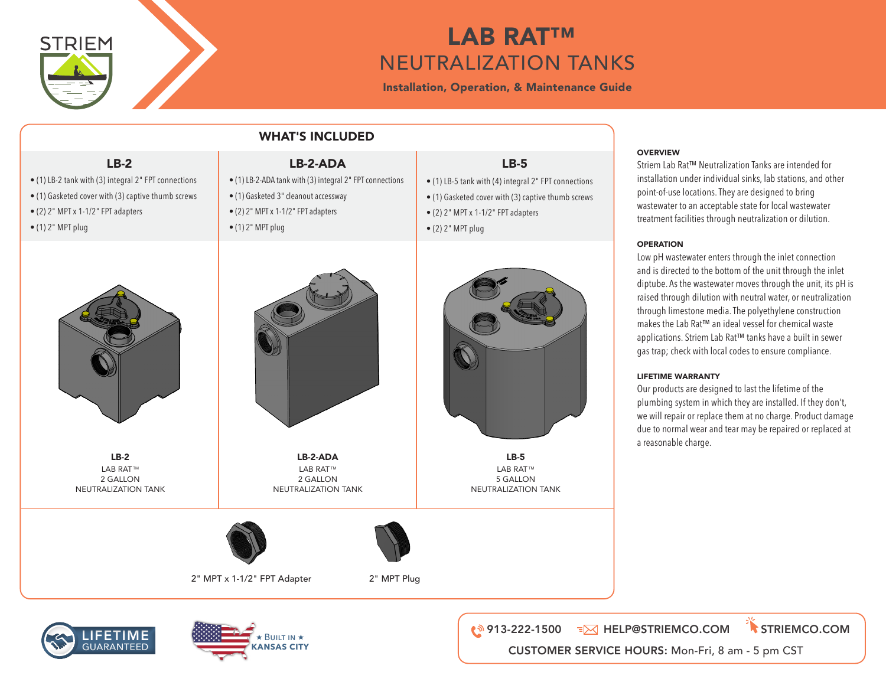STRIEM

# LAB RAT™
# NEUTRALIZATION TANKS

**Installation, Operation, & Maintenance Guide**

## WHAT'S INCLUDED

### LB-2

- (1) LB-2 tank with (3) integral 2" FPT connections
- (1) Gasketed cover with (3) captive thumb screws
- (2) 2" MPT x 1-1/2" FPT adapters
- (1) 2" MPT plug

### LB-2-ADA

- (1) LB-2-ADA tank with (3) integral 2" FPT connections
- (1) Gasketed 3" cleanout accessway
- (2) 2" MPT x 1-1/2" FPT adapters
- (1) 2" MPT plug

### LB-5

- (1) LB-5 tank with (4) integral 2" FPT connections
- (1) Gasketed cover with (3) captive thumb screws
- (2) 2" MPT x 1-1/2" FPT adapters
- (2) 2" MPT plug

**LB-2**
LAB RAT™
2 GALLON
NEUTRALIZATION TANK

**LB-2-ADA**
LAB RAT™
2 GALLON
NEUTRALIZATION TANK

**LB-5**
LAB RAT™
5 GALLON
NEUTRALIZATION TANK

2" MPT x 1-1/2" FPT Adapter

2" MPT Plug

### OVERVIEW

Striem Lab Rat™ Neutralization Tanks are intended for installation under individual sinks, lab stations, and other point-of-use locations. They are designed to bring wastewater to an acceptable state for local wastewater treatment facilities through neutralization or dilution.

### OPERATION

Low pH wastewater enters through the inlet connection and is directed to the bottom of the unit through the inlet diptube. As the wastewater moves through the unit, its pH is raised through dilution with neutral water, or neutralization through limestone media. The polyethylene construction makes the Lab Rat™ an ideal vessel for chemical waste applications. Striem Lab Rat™ tanks have a built in sewer gas trap; check with local codes to ensure compliance.

### LIFETIME WARRANTY

Our products are designed to last the lifetime of the plumbing system in which they are installed. If they don't, we will repair or replace them at no charge. Product damage due to normal wear and tear may be repaired or replaced at a reasonable charge.

LIFETIME GUARANTEED

★ BUILT IN ★ KANSAS CITY

913-222-1500 HELP@STRIEMCO.COM STRIEMCO.COM

CUSTOMER SERVICE HOURS: Mon-Fri, 8 am - 5 pm CST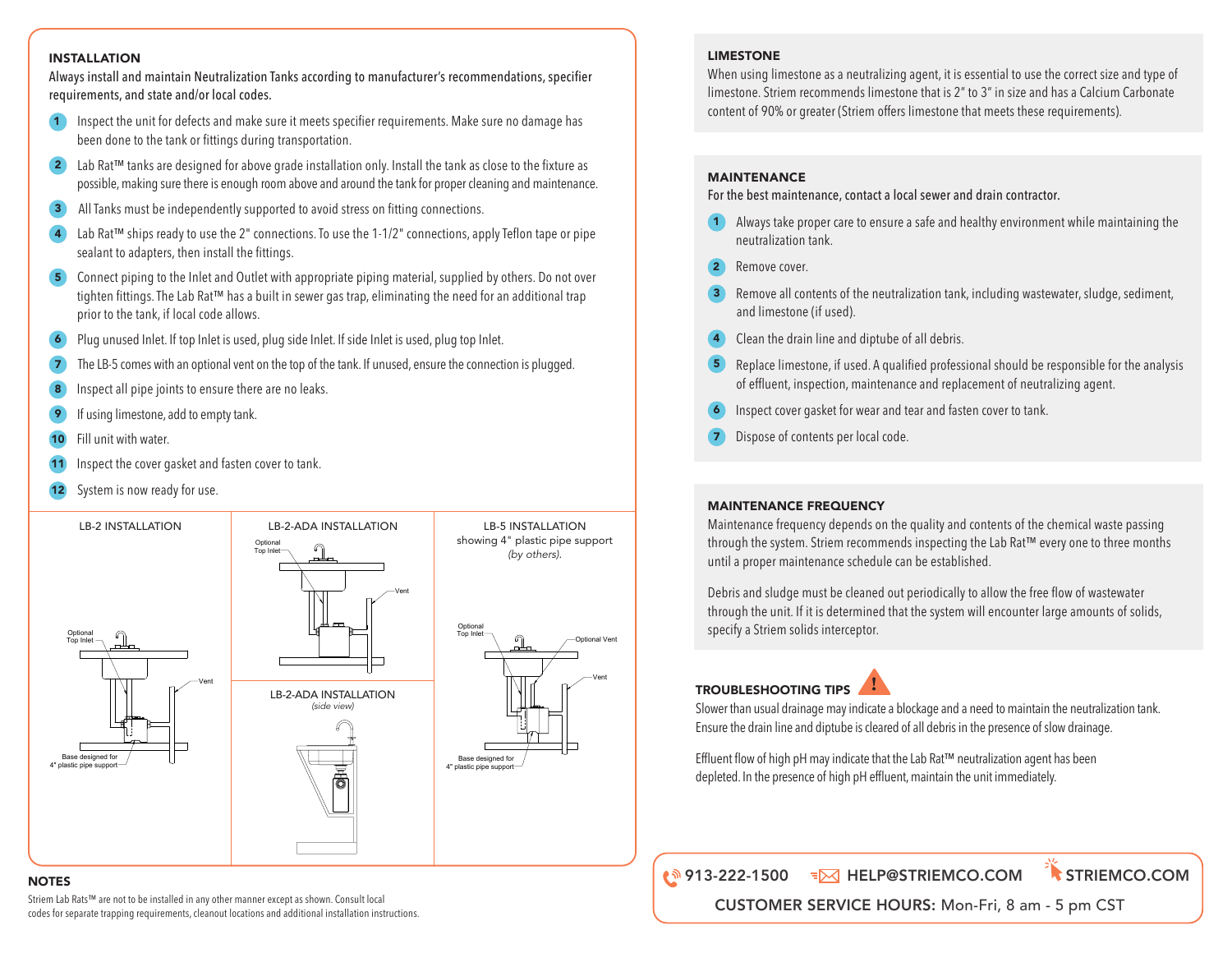## INSTALLATION

Always install and maintain Neutralization Tanks according to manufacturer's recommendations, specifier requirements, and state and/or local codes.

1. Inspect the unit for defects and make sure it meets specifier requirements. Make sure no damage has been done to the tank or fittings during transportation.
2. Lab Rat™ tanks are designed for above grade installation only. Install the tank as close to the fixture as possible, making sure there is enough room above and around the tank for proper cleaning and maintenance.
3. All Tanks must be independently supported to avoid stress on fitting connections.
4. Lab Rat™ ships ready to use the 2" connections. To use the 1-1/2" connections, apply Teflon tape or pipe sealant to adapters, then install the fittings.
5. Connect piping to the Inlet and Outlet with appropriate piping material, supplied by others. Do not over tighten fittings. The Lab Rat™ has a built in sewer gas trap, eliminating the need for an additional trap prior to the tank, if local code allows.
6. Plug unused Inlet. If top Inlet is used, plug side Inlet. If side Inlet is used, plug top Inlet.
7. The LB-5 comes with an optional vent on the top of the tank. If unused, ensure the connection is plugged.
8. Inspect all pipe joints to ensure there are no leaks.
9. If using limestone, add to empty tank.
10. Fill unit with water.
11. Inspect the cover gasket and fasten cover to tank.
12. System is now ready for use.

LB-2 INSTALLATION

Optional Top Inlet

Vent

Base designed for 4" plastic pipe support

LB-2-ADA INSTALLATION

Optional Top Inlet

Vent

LB-2-ADA INSTALLATION
*(side view)*

LB-5 INSTALLATION
showing 4" plastic pipe support *(by others).*

Optional Top Inlet

Optional Vent

Vent

Base designed for 4" plastic pipe support

## NOTES

Striem Lab Rats™ are not to be installed in any other manner except as shown. Consult local codes for separate trapping requirements, cleanout locations and additional installation instructions.

## LIMESTONE

When using limestone as a neutralizing agent, it is essential to use the correct size and type of limestone. Striem recommends limestone that is 2" to 3" in size and has a Calcium Carbonate content of 90% or greater (Striem offers limestone that meets these requirements).

## MAINTENANCE

For the best maintenance, contact a local sewer and drain contractor.

1. Always take proper care to ensure a safe and healthy environment while maintaining the neutralization tank.
2. Remove cover.
3. Remove all contents of the neutralization tank, including wastewater, sludge, sediment, and limestone (if used).
4. Clean the drain line and diptube of all debris.
5. Replace limestone, if used. A qualified professional should be responsible for the analysis of effluent, inspection, maintenance and replacement of neutralizing agent.
6. Inspect cover gasket for wear and tear and fasten cover to tank.
7. Dispose of contents per local code.

## MAINTENANCE FREQUENCY

Maintenance frequency depends on the quality and contents of the chemical waste passing through the system. Striem recommends inspecting the Lab Rat™ every one to three months until a proper maintenance schedule can be established.

Debris and sludge must be cleaned out periodically to allow the free flow of wastewater through the unit. If it is determined that the system will encounter large amounts of solids, specify a Striem solids interceptor.

## TROUBLESHOOTING TIPS

Slower than usual drainage may indicate a blockage and a need to maintain the neutralization tank. Ensure the drain line and diptube is cleared of all debris in the presence of slow drainage.

Effluent flow of high pH may indicate that the Lab Rat™ neutralization agent has been depleted. In the presence of high pH effluent, maintain the unit immediately.

913-222-1500 HELP@STRIEMCO.COM STRIEMCO.COM

**CUSTOMER SERVICE HOURS:** Mon-Fri, 8 am - 5 pm CST